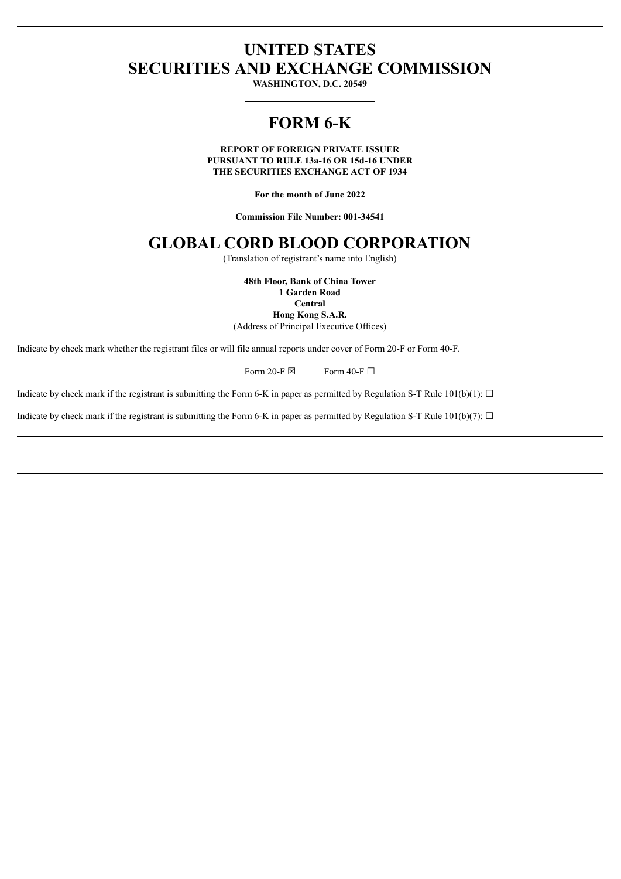# UNITED STATES
# SECURITIES AND EXCHANGE COMMISSION

**WASHINGTON, D.C. 20549**

# FORM 6-K

**REPORT OF FOREIGN PRIVATE ISSUER**
**PURSUANT TO RULE 13a-16 OR 15d-16 UNDER**
**THE SECURITIES EXCHANGE ACT OF 1934**

**For the month of June 2022**

**Commission File Number: 001-34541**

# GLOBAL CORD BLOOD CORPORATION

(Translation of registrant's name into English)

**48th Floor, Bank of China Tower**
**1 Garden Road**
**Central**
**Hong Kong S.A.R.**
(Address of Principal Executive Offices)

Indicate by check mark whether the registrant files or will file annual reports under cover of Form 20-F or Form 40-F.

Form 20-F ☒ Form 40-F ☐

Indicate by check mark if the registrant is submitting the Form 6-K in paper as permitted by Regulation S-T Rule 101(b)(1): ☐

Indicate by check mark if the registrant is submitting the Form 6-K in paper as permitted by Regulation S-T Rule 101(b)(7): ☐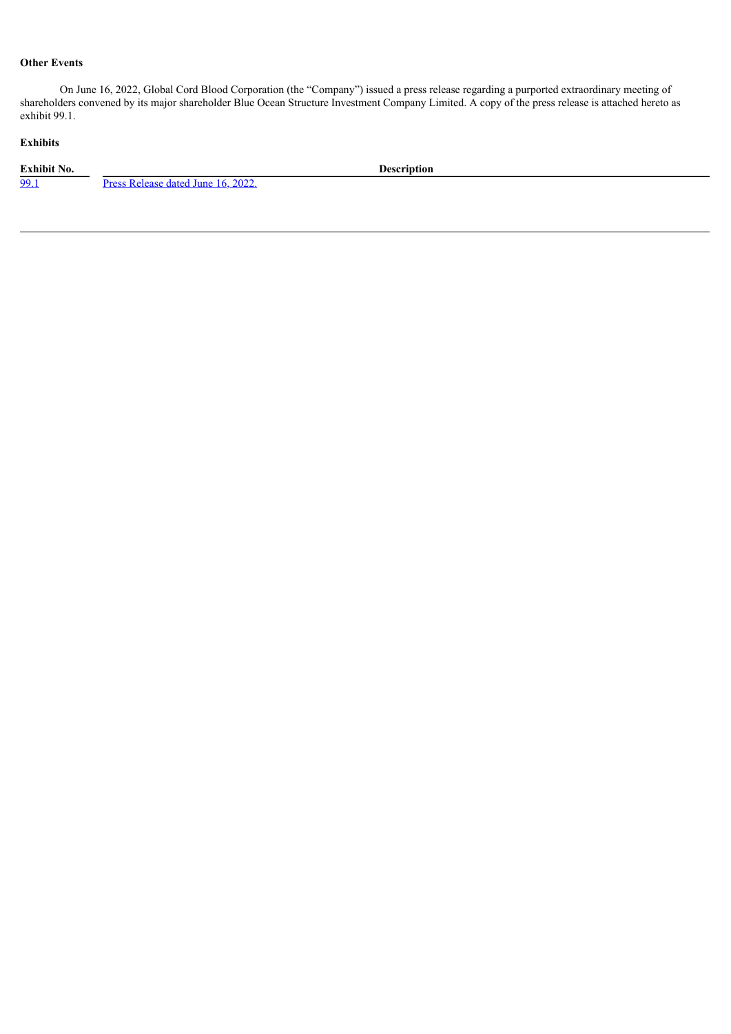**Other Events**

On June 16, 2022, Global Cord Blood Corporation (the "Company") issued a press release regarding a purported extraordinary meeting of shareholders convened by its major shareholder Blue Ocean Structure Investment Company Limited. A copy of the press release is attached hereto as exhibit 99.1.

**Exhibits**

| Exhibit No. | Description |
|---|---|
| 99.1 | Press Release dated June 16, 2022. |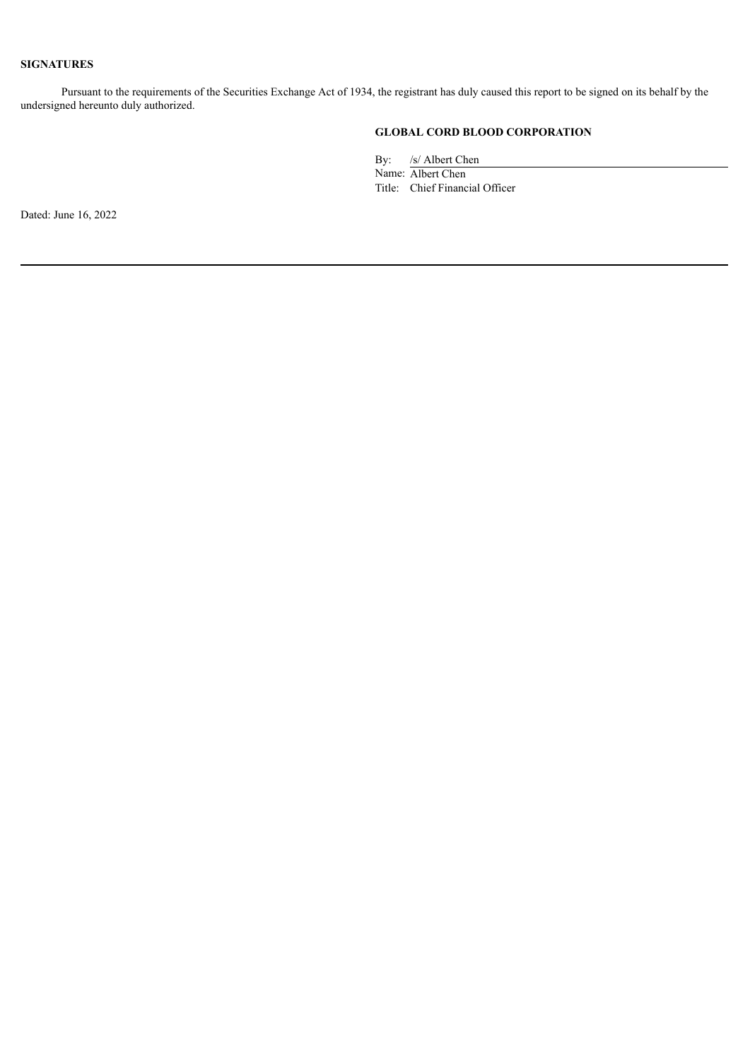**SIGNATURES**

Pursuant to the requirements of the Securities Exchange Act of 1934, the registrant has duly caused this report to be signed on its behalf by the undersigned hereunto duly authorized.

**GLOBAL CORD BLOOD CORPORATION**

By: /s/ Albert Chen
Name: Albert Chen
Title: Chief Financial Officer

Dated: June 16, 2022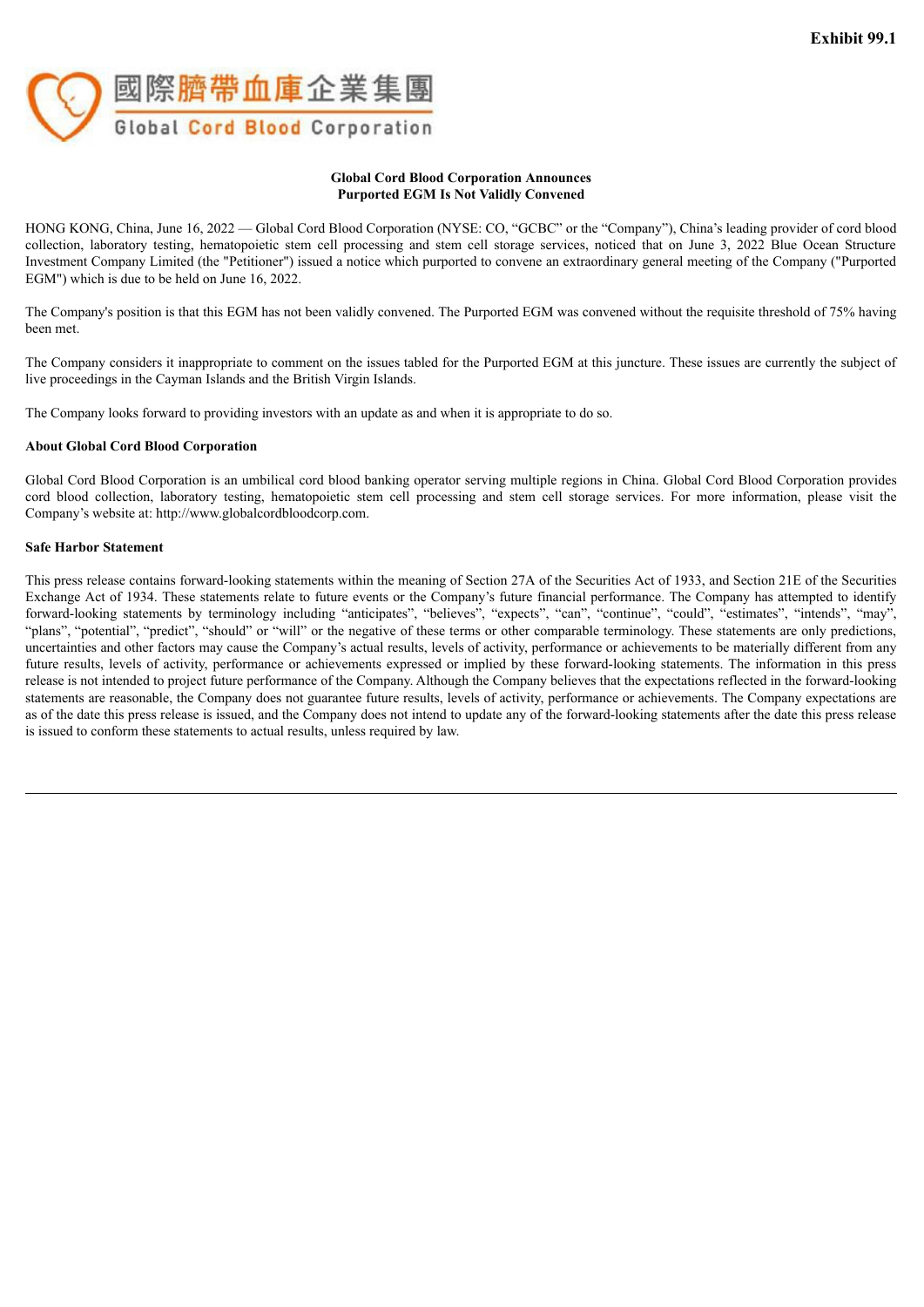**Exhibit 99.1**

國際臍帶血庫企業集團

Global Cord Blood Corporation

**Global Cord Blood Corporation Announces**
**Purported EGM Is Not Validly Convened**

HONG KONG, China, June 16, 2022 — Global Cord Blood Corporation (NYSE: CO, “GCBC” or the “Company”), China’s leading provider of cord blood collection, laboratory testing, hematopoietic stem cell processing and stem cell storage services, noticed that on June 3, 2022 Blue Ocean Structure Investment Company Limited (the "Petitioner") issued a notice which purported to convene an extraordinary general meeting of the Company ("Purported EGM") which is due to be held on June 16, 2022.

The Company's position is that this EGM has not been validly convened. The Purported EGM was convened without the requisite threshold of 75% having been met.

The Company considers it inappropriate to comment on the issues tabled for the Purported EGM at this juncture. These issues are currently the subject of live proceedings in the Cayman Islands and the British Virgin Islands.

The Company looks forward to providing investors with an update as and when it is appropriate to do so.

**About Global Cord Blood Corporation**

Global Cord Blood Corporation is an umbilical cord blood banking operator serving multiple regions in China. Global Cord Blood Corporation provides cord blood collection, laboratory testing, hematopoietic stem cell processing and stem cell storage services. For more information, please visit the Company’s website at: http://www.globalcordbloodcorp.com.

**Safe Harbor Statement**

This press release contains forward-looking statements within the meaning of Section 27A of the Securities Act of 1933, and Section 21E of the Securities Exchange Act of 1934. These statements relate to future events or the Company’s future financial performance. The Company has attempted to identify forward-looking statements by terminology including “anticipates”, “believes”, “expects”, “can”, “continue”, “could”, “estimates”, “intends”, “may”, “plans”, “potential”, “predict”, “should” or “will” or the negative of these terms or other comparable terminology. These statements are only predictions, uncertainties and other factors may cause the Company’s actual results, levels of activity, performance or achievements to be materially different from any future results, levels of activity, performance or achievements expressed or implied by these forward-looking statements. The information in this press release is not intended to project future performance of the Company. Although the Company believes that the expectations reflected in the forward-looking statements are reasonable, the Company does not guarantee future results, levels of activity, performance or achievements. The Company expectations are as of the date this press release is issued, and the Company does not intend to update any of the forward-looking statements after the date this press release is issued to conform these statements to actual results, unless required by law.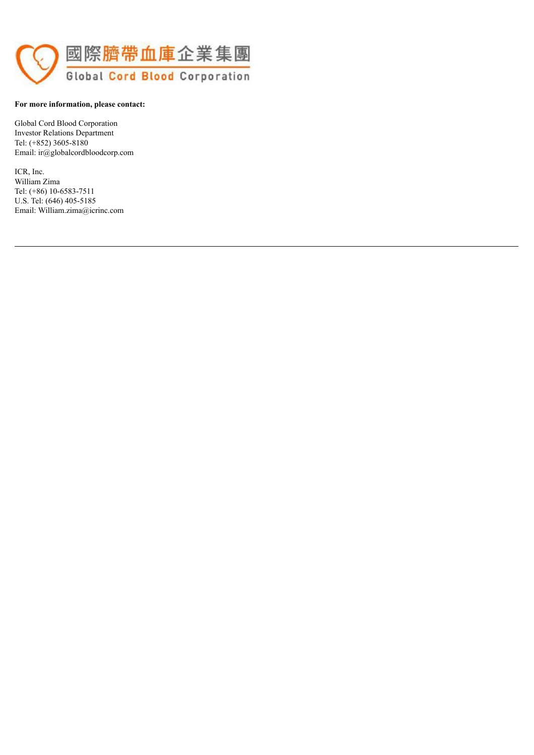國際臍帶血庫企業集團

Global Cord Blood Corporation

**For more information, please contact:**

Global Cord Blood Corporation
Investor Relations Department
Tel: (+852) 3605-8180
Email: ir@globalcordbloodcorp.com

ICR, Inc.
William Zima
Tel: (+86) 10-6583-7511
U.S. Tel: (646) 405-5185
Email: William.zima@icrinc.com

---